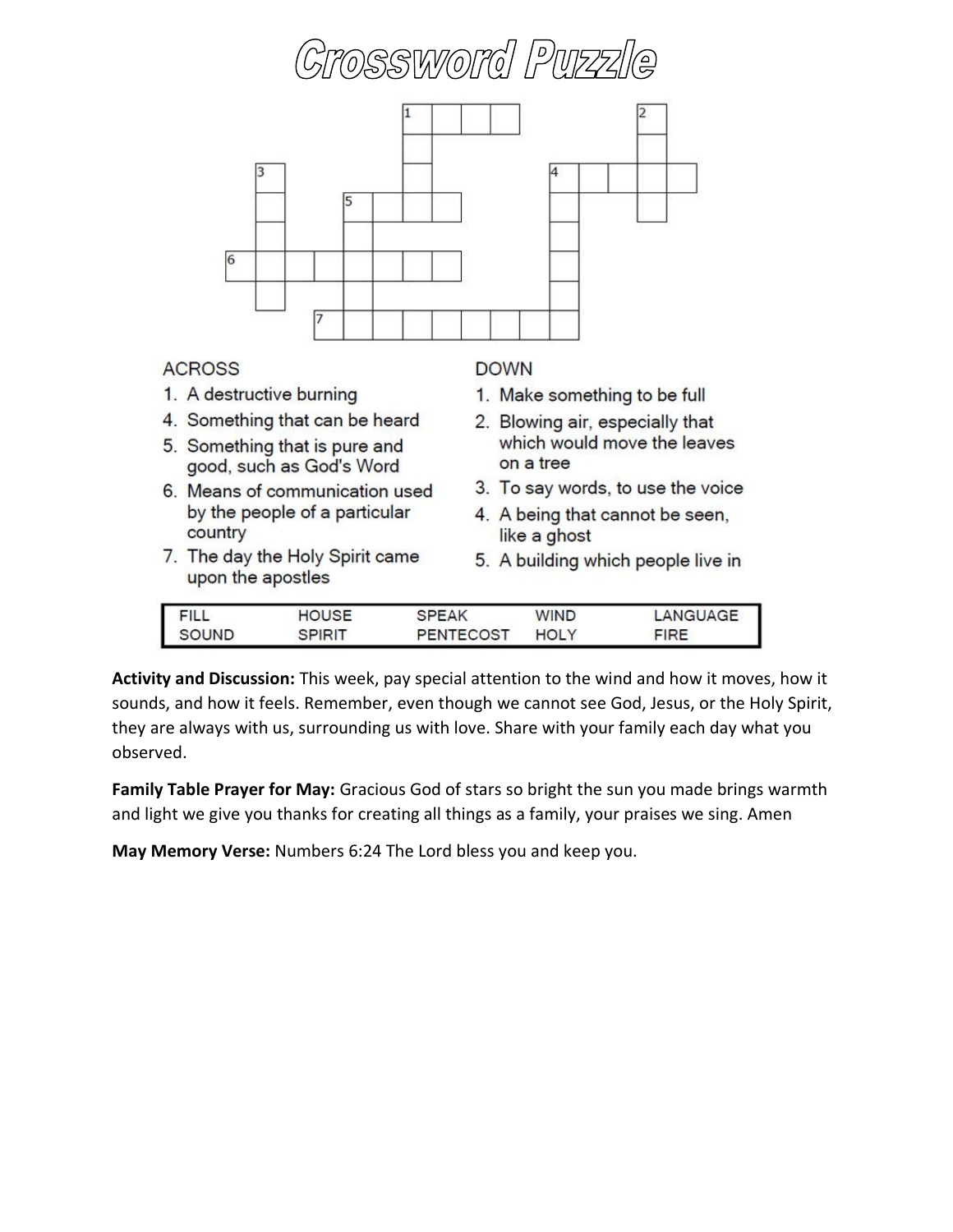# Crossword Puzzle

## ACROSS

1. A destructive burning
4. Something that can be heard
5. Something that is pure and good, such as God's Word
6. Means of communication used by the people of a particular country
7. The day the Holy Spirit came upon the apostles

## DOWN

1. Make something to be full
2. Blowing air, especially that which would move the leaves on a tree
3. To say words, to use the voice
4. A being that cannot be seen, like a ghost
5. A building which people live in

| FILL | HOUSE | SPEAK | WIND | LANGUAGE |
|---|---|---|---|---|
| SOUND | SPIRIT | PENTECOST | HOLY | FIRE |

**Activity and Discussion:** This week, pay special attention to the wind and how it moves, how it sounds, and how it feels. Remember, even though we cannot see God, Jesus, or the Holy Spirit, they are always with us, surrounding us with love. Share with your family each day what you observed.

**Family Table Prayer for May:** Gracious God of stars so bright the sun you made brings warmth and light we give you thanks for creating all things as a family, your praises we sing. Amen

**May Memory Verse:** Numbers 6:24 The Lord bless you and keep you.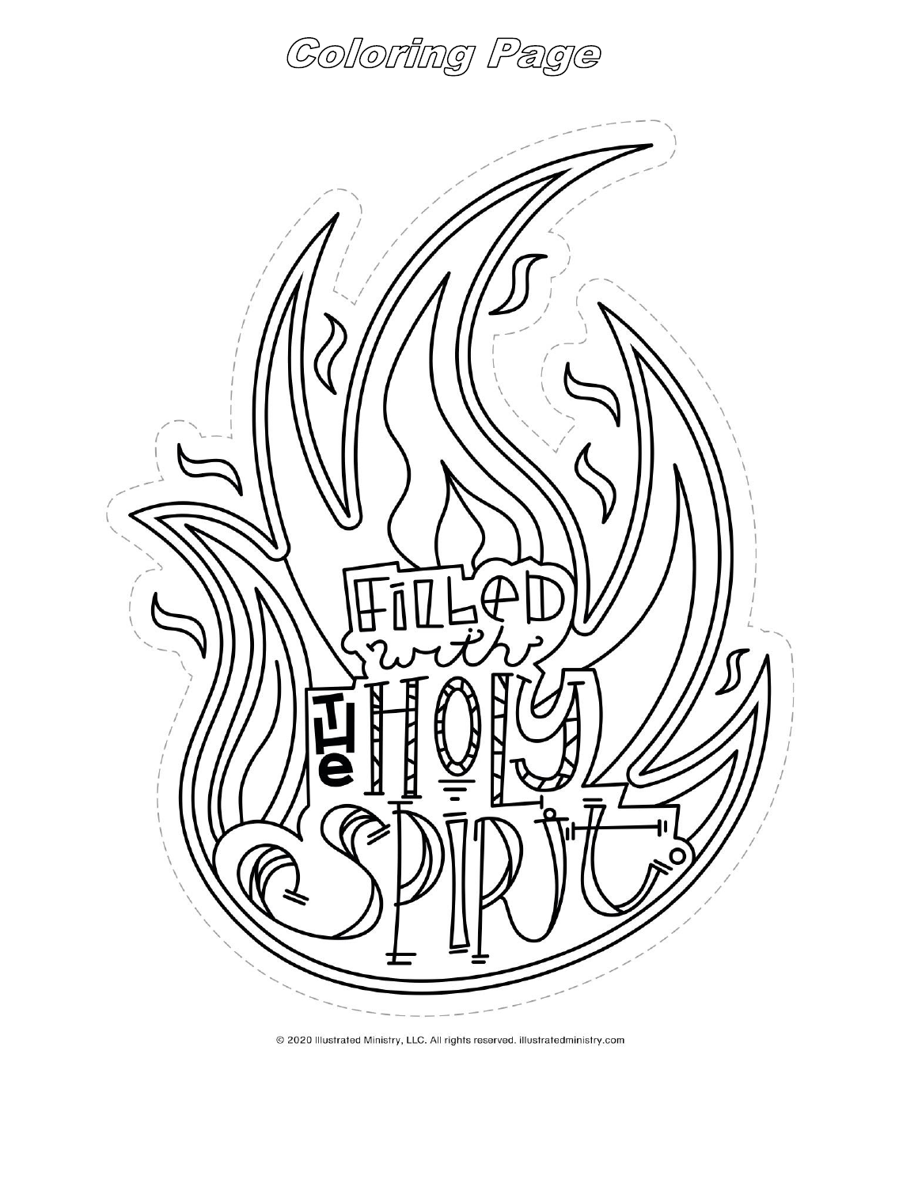# Coloring Page

Filled with the Holy Spirit.

© 2020 Illustrated Ministry, LLC. All rights reserved. illustratedministry.com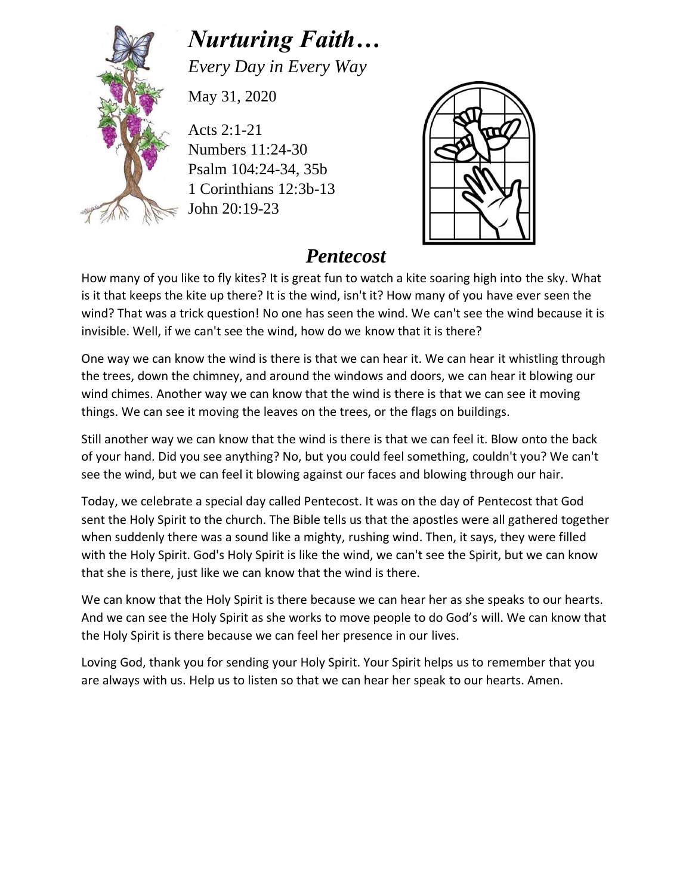# *Nurturing Faith…*

*Every Day in Every Way*

May 31, 2020

Acts 2:1-21
Numbers 11:24-30
Psalm 104:24-34, 35b
1 Corinthians 12:3b-13
John 20:19-23

## *Pentecost*

How many of you like to fly kites? It is great fun to watch a kite soaring high into the sky. What is it that keeps the kite up there? It is the wind, isn't it? How many of you have ever seen the wind? That was a trick question! No one has seen the wind. We can't see the wind because it is invisible. Well, if we can't see the wind, how do we know that it is there?

One way we can know the wind is there is that we can hear it. We can hear it whistling through the trees, down the chimney, and around the windows and doors, we can hear it blowing our wind chimes. Another way we can know that the wind is there is that we can see it moving things. We can see it moving the leaves on the trees, or the flags on buildings.

Still another way we can know that the wind is there is that we can feel it. Blow onto the back of your hand. Did you see anything? No, but you could feel something, couldn't you? We can't see the wind, but we can feel it blowing against our faces and blowing through our hair.

Today, we celebrate a special day called Pentecost. It was on the day of Pentecost that God sent the Holy Spirit to the church. The Bible tells us that the apostles were all gathered together when suddenly there was a sound like a mighty, rushing wind. Then, it says, they were filled with the Holy Spirit. God's Holy Spirit is like the wind, we can't see the Spirit, but we can know that she is there, just like we can know that the wind is there.

We can know that the Holy Spirit is there because we can hear her as she speaks to our hearts. And we can see the Holy Spirit as she works to move people to do God's will. We can know that the Holy Spirit is there because we can feel her presence in our lives.

Loving God, thank you for sending your Holy Spirit. Your Spirit helps us to remember that you are always with us. Help us to listen so that we can hear her speak to our hearts. Amen.